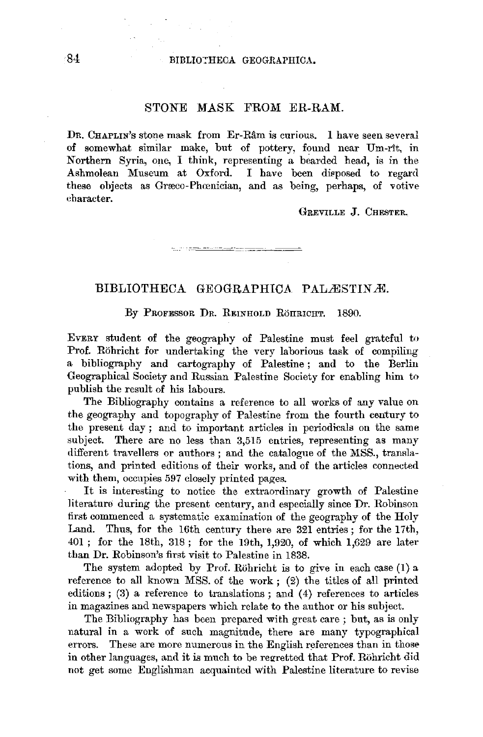## STONE MASK FROM ER-RAM.

Dr. Chaplin's stone mask from Er-Râm is curious. I have seen several of somewhat similar make, but of pottery, found near Um-rît, in Northern Syria, one, I think, representing a bearded head, is in the Ashmolean Museum at Oxford. I have been disposed to regard these objects as Græco-Phœnician, and as being, perhaps, of votive character.

Greville J. Chester.

---

## BIBLIOTHECA GEOGRAPHICA PALÆSTINÆ.

By Professor Dr. Reinhold Röhricht. 1890.

Every student of the geography of Palestine must feel grateful to Prof. Röhricht for undertaking the very laborious task of compiling a bibliography and cartography of Palestine; and to the Berlin Geographical Society and Russian Palestine Society for enabling him to publish the result of his labours.

The Bibliography contains a reference to all works of any value on the geography and topography of Palestine from the fourth century to the present day; and to important articles in periodicals on the same subject. There are no less than 3,515 entries, representing as many different travellers or authors; and the catalogue of the MSS., translations, and printed editions of their works, and of the articles connected with them, occupies 597 closely printed pages.

It is interesting to notice the extraordinary growth of Palestine literature during the present century, and especially since Dr. Robinson first commenced a systematic examination of the geography of the Holy Land. Thus, for the 16th century there are 321 entries; for the 17th, 401; for the 18th, 318; for the 19th, 1,920, of which 1,629 are later than Dr. Robinson's first visit to Palestine in 1838.

The system adopted by Prof. Röhricht is to give in each case (1) a reference to all known MSS. of the work; (2) the titles of all printed editions; (3) a reference to translations; and (4) references to articles in magazines and newspapers which relate to the author or his subject.

The Bibliography has been prepared with great care; but, as is only natural in a work of such magnitude, there are many typographical errors. These are more numerous in the English references than in those in other languages, and it is much to be regretted that Prof. Röhricht did not get some Englishman acquainted with Palestine literature to revise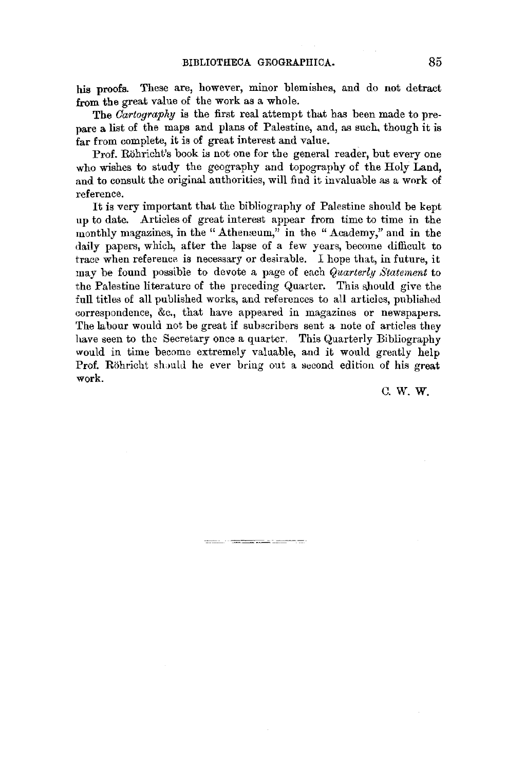his proofs. These are, however, minor blemishes, and do not detract from the great value of the work as a whole.

The *Cartography* is the first real attempt that has been made to prepare a list of the maps and plans of Palestine, and, as such, though it is far from complete, it is of great interest and value.

Prof. Röhricht's book is not one for the general reader, but every one who wishes to study the geography and topography of the Holy Land, and to consult the original authorities, will find it invaluable as a work of reference.

It is very important that the bibliography of Palestine should be kept up to date. Articles of great interest appear from time to time in the monthly magazines, in the "Athenæum," in the "Academy," and in the daily papers, which, after the lapse of a few years, become difficult to trace when reference is necessary or desirable. I hope that, in future, it may be found possible to devote a page of each *Quarterly Statement* to the Palestine literature of the preceding Quarter. This should give the full titles of all published works, and references to all articles, published correspondence, &c., that have appeared in magazines or newspapers. The labour would not be great if subscribers sent a note of articles they have seen to the Secretary once a quarter. This Quarterly Bibliography would in time become extremely valuable, and it would greatly help Prof. Röhricht should he ever bring out a second edition of his great work.

C. W. W.